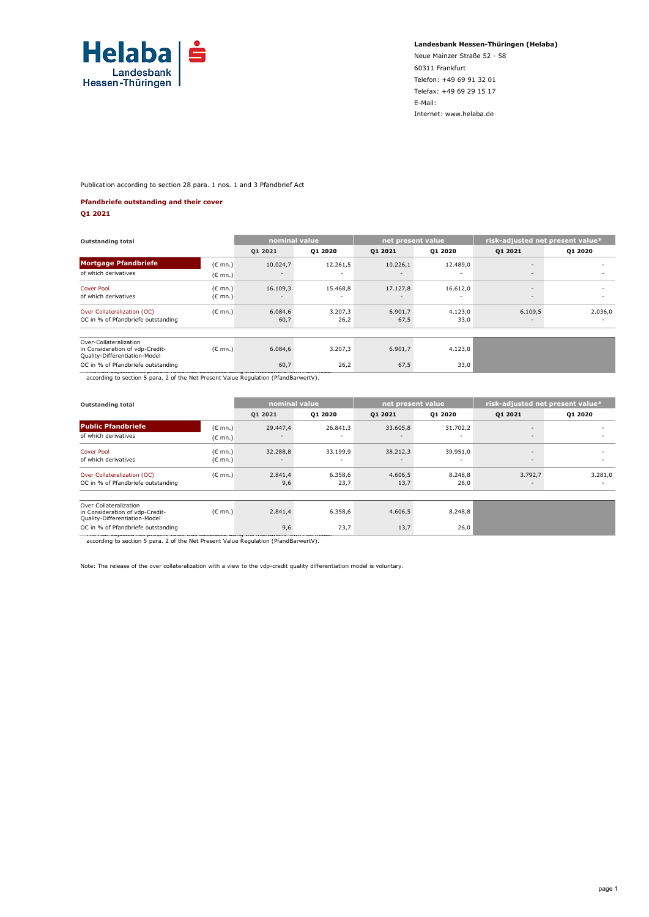**Landesbank Hessen-Thüringen (Helaba)**
Neue Mainzer Straße 52 - 58
60311 Frankfurt
Telefon: +49 69 91 32 01
Telefax: +49 69 29 15 17
E-Mail:
Internet: www.helaba.de

Publication according to section 28 para. 1 nos. 1 and 3 Pfandbrief Act

**Pfandbriefe outstanding and their cover**
**Q1 2021**

| Outstanding total | | nominal value | | net present value | | risk-adjusted net present value* | |
|---|---|---|---|---|---|---|---|
| | | Q1 2021 | Q1 2020 | Q1 2021 | Q1 2020 | Q1 2021 | Q1 2020 |
| **Mortgage Pfandbriefe** | (€ mn.) | 10.024,7 | 12.261,5 | 10.226,1 | 12.489,0 | - | - |
| of which derivatives | (€ mn.) | - | - | - | - | - | - |
| Cover Pool | (€ mn.) | 16.109,3 | 15.468,8 | 17.127,8 | 16.612,0 | - | - |
| of which derivatives | (€ mn.) | - | - | - | - | - | - |
| Over Collateralization (OC) | (€ mn.) | 6.084,6 | 3.207,3 | 6.901,7 | 4.123,0 | 6.109,5 | 2.036,0 |
| OC in % of Pfandbriefe outstanding | | 60,7 | 26,2 | 67,5 | 33,0 | - | - |
| Over-Collateralization in Consideration of vdp-Credit-Quality-Differentiation-Model | (€ mn.) | 6.084,6 | 3.207,3 | 6.901,7 | 4.123,0 | | |
| OC in % of Pfandbriefe outstanding | | 60,7 | 26,2 | 67,5 | 33,0 | | |

* The risk-adjusted net present value was calculated using the institutions' own risk model according to section 5 para. 2 of the Net Present Value Regulation (PfandBarwertV).

| Outstanding total | | nominal value | | net present value | | risk-adjusted net present value* | |
|---|---|---|---|---|---|---|---|
| | | Q1 2021 | Q1 2020 | Q1 2021 | Q1 2020 | Q1 2021 | Q1 2020 |
| **Public Pfandbriefe** | (€ mn.) | 29.447,4 | 26.841,3 | 33.605,8 | 31.702,2 | - | - |
| of which derivatives | (€ mn.) | - | - | - | - | - | - |
| Cover Pool | (€ mn.) | 32.288,8 | 33.199,9 | 38.212,3 | 39.951,0 | - | - |
| of which derivatives | (€ mn.) | - | - | - | - | - | - |
| Over Collateralization (OC) | (€ mn.) | 2.841,4 | 6.358,6 | 4.606,5 | 8.248,8 | 3.792,7 | 3.281,0 |
| OC in % of Pfandbriefe outstanding | | 9,6 | 23,7 | 13,7 | 26,0 | - | - |
| Over Collateralization in Consideration of vdp-Credit-Quality-Differentiation-Model | (€ mn.) | 2.841,4 | 6.358,6 | 4.606,5 | 8.248,8 | | |
| OC in % of Pfandbriefe outstanding | | 9,6 | 23,7 | 13,7 | 26,0 | | |

* The risk-adjusted net present value was calculated using the institutions' own risk model according to section 5 para. 2 of the Net Present Value Regulation (PfandBarwertV).

Note: The release of the over collateralization with a view to the vdp-credit quality differentiation model is voluntary.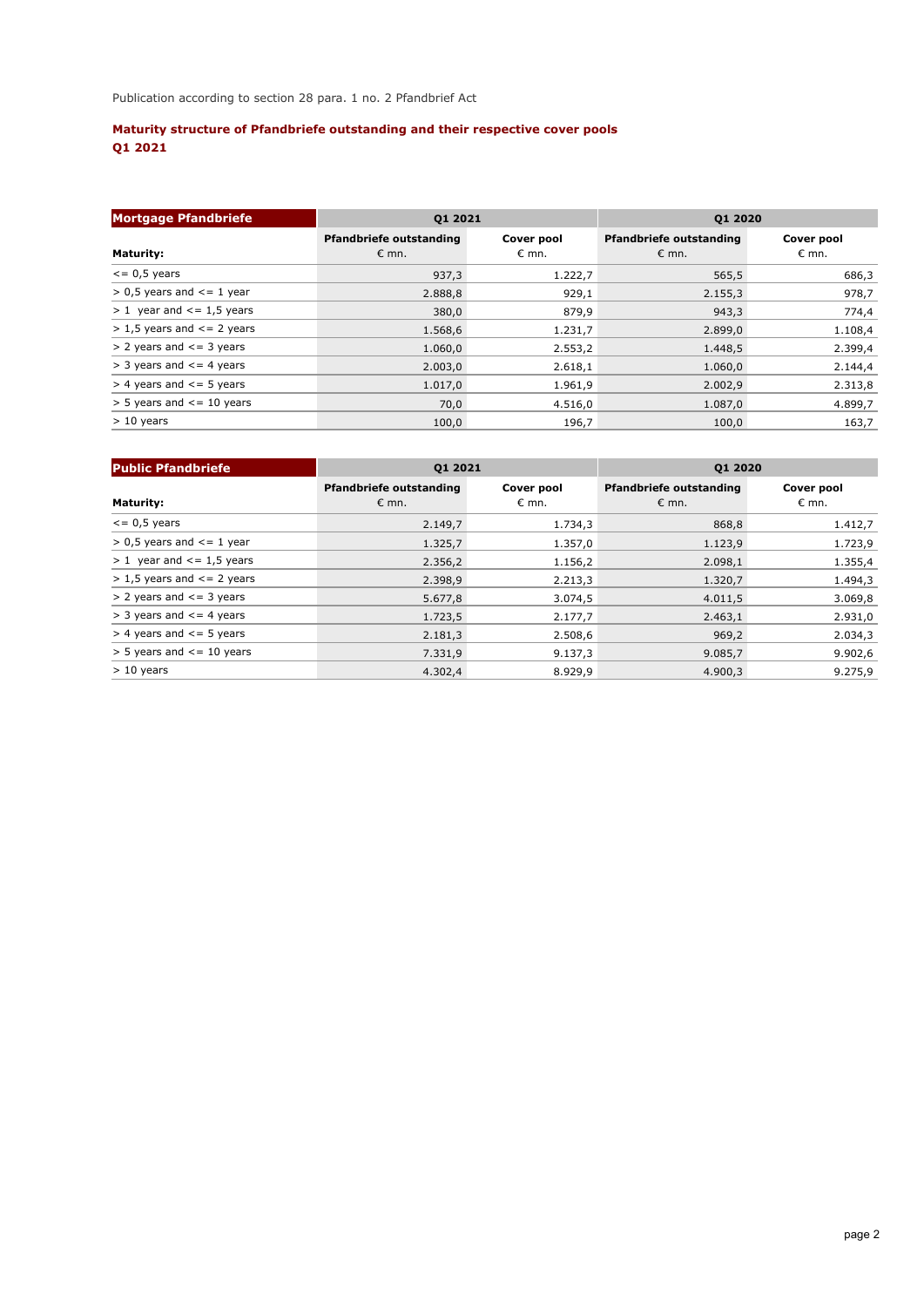Publication according to section 28 para. 1 no. 2 Pfandbrief Act

**Maturity structure of Pfandbriefe outstanding and their respective cover pools**
**Q1 2021**

| Mortgage Pfandbriefe | Q1 2021 | | Q1 2020 | |
|---|---|---|---|---|
| Maturity: | Pfandbriefe outstanding € mn. | Cover pool € mn. | Pfandbriefe outstanding € mn. | Cover pool € mn. |
| <= 0,5 years | 937,3 | 1.222,7 | 565,5 | 686,3 |
| > 0,5 years and <= 1 year | 2.888,8 | 929,1 | 2.155,3 | 978,7 |
| > 1 year and <= 1,5 years | 380,0 | 879,9 | 943,3 | 774,4 |
| > 1,5 years and <= 2 years | 1.568,6 | 1.231,7 | 2.899,0 | 1.108,4 |
| > 2 years and <= 3 years | 1.060,0 | 2.553,2 | 1.448,5 | 2.399,4 |
| > 3 years and <= 4 years | 2.003,0 | 2.618,1 | 1.060,0 | 2.144,4 |
| > 4 years and <= 5 years | 1.017,0 | 1.961,9 | 2.002,9 | 2.313,8 |
| > 5 years and <= 10 years | 70,0 | 4.516,0 | 1.087,0 | 4.899,7 |
| > 10 years | 100,0 | 196,7 | 100,0 | 163,7 |

| Public Pfandbriefe | Q1 2021 | | Q1 2020 | |
|---|---|---|---|---|
| Maturity: | Pfandbriefe outstanding € mn. | Cover pool € mn. | Pfandbriefe outstanding € mn. | Cover pool € mn. |
| <= 0,5 years | 2.149,7 | 1.734,3 | 868,8 | 1.412,7 |
| > 0,5 years and <= 1 year | 1.325,7 | 1.357,0 | 1.123,9 | 1.723,9 |
| > 1 year and <= 1,5 years | 2.356,2 | 1.156,2 | 2.098,1 | 1.355,4 |
| > 1,5 years and <= 2 years | 2.398,9 | 2.213,3 | 1.320,7 | 1.494,3 |
| > 2 years and <= 3 years | 5.677,8 | 3.074,5 | 4.011,5 | 3.069,8 |
| > 3 years and <= 4 years | 1.723,5 | 2.177,7 | 2.463,1 | 2.931,0 |
| > 4 years and <= 5 years | 2.181,3 | 2.508,6 | 969,2 | 2.034,3 |
| > 5 years and <= 10 years | 7.331,9 | 9.137,3 | 9.085,7 | 9.902,6 |
| > 10 years | 4.302,4 | 8.929,9 | 4.900,3 | 9.275,9 |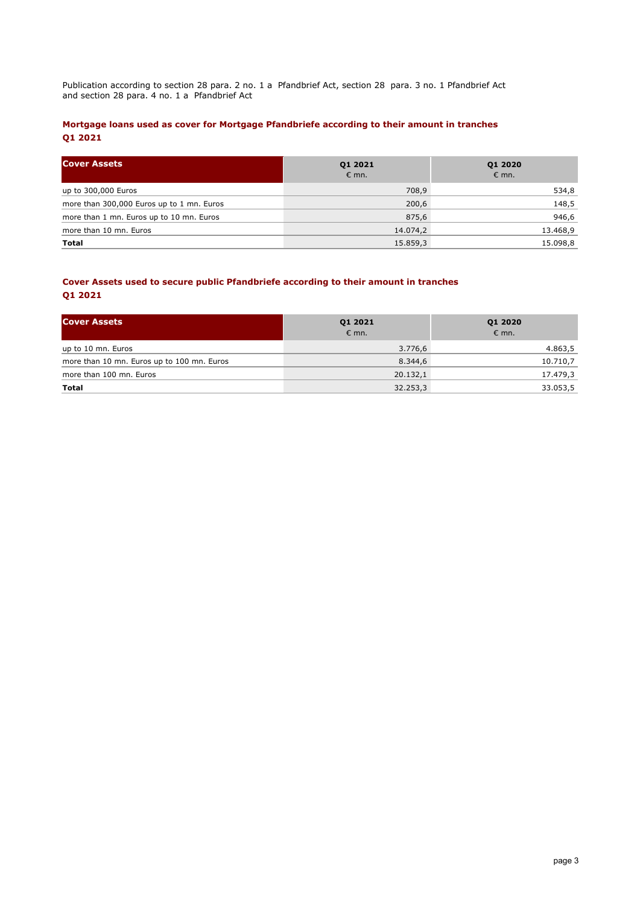Publication according to section 28 para. 2 no. 1 a  Pfandbrief Act, section 28  para. 3 no. 1 Pfandbrief Act and section 28 para. 4 no. 1 a  Pfandbrief Act

## Mortgage loans used as cover for Mortgage Pfandbriefe according to their amount in tranches Q1 2021

| Cover Assets | Q1 2021<br>€ mn. | Q1 2020<br>€ mn. |
|---|---|---|
| up to 300,000 Euros | 708,9 | 534,8 |
| more than 300,000 Euros up to 1 mn. Euros | 200,6 | 148,5 |
| more than 1 mn. Euros up to 10 mn. Euros | 875,6 | 946,6 |
| more than 10 mn. Euros | 14.074,2 | 13.468,9 |
| **Total** | 15.859,3 | 15.098,8 |

## Cover Assets used to secure public Pfandbriefe according to their amount in tranches Q1 2021

| Cover Assets | Q1 2021<br>€ mn. | Q1 2020<br>€ mn. |
|---|---|---|
| up to 10 mn. Euros | 3.776,6 | 4.863,5 |
| more than 10 mn. Euros up to 100 mn. Euros | 8.344,6 | 10.710,7 |
| more than 100 mn. Euros | 20.132,1 | 17.479,3 |
| **Total** | 32.253,3 | 33.053,5 |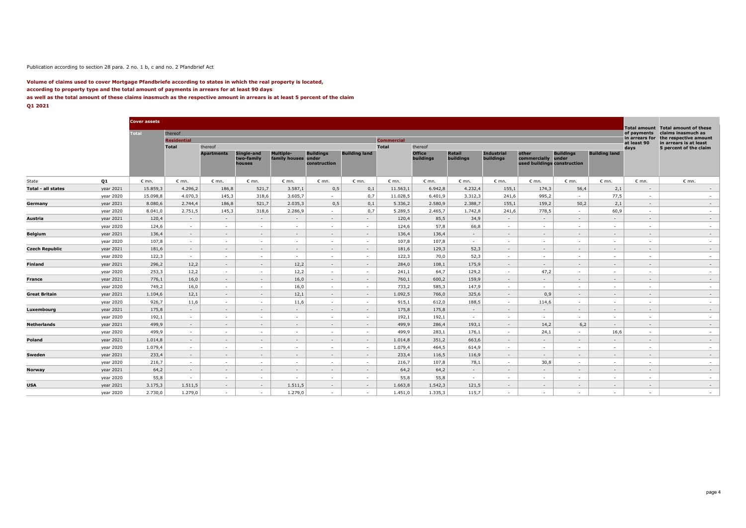Publication according to section 28 para. 2 no. 1 b, c and no. 2 Pfandbrief Act

**Volume of claims used to cover Mortgage Pfandbriefe according to states in which the real property is located,**
**according to property type and the total amount of payments in arrears for at least 90 days**
**as well as the total amount of these claims inasmuch as the respective amount in arrears is at least 5 percent of the claim**
**Q1 2021**

| | | Cover assets | | | | | | | | | | | | | | | Total amount of payments in arrears for at least 90 days | Total amount of these claims inasmuch as the respective amount in arrears is at least 5 percent of the claim |
|---|---|---|---|---|---|---|---|---|---|---|---|---|---|---|---|---|---|---|
| | | Total | thereof | | | | | | | | | | | | | | | |
| | | | Residential | | | | | | Commercial | | | | | | | | | |
| | | | Total | thereof | | | | | Total | thereof | | | | | | | | |
| | | | | Apartments | Single-and two-family houses | Multiple-family houses | Buildings under construction | Building land | | Office buildings | Retail buildings | Industrial buildings | other commercially used buildings | Buildings under construction | Building land | | | |
| State | Q1 | € mn. | € mn. | € mn. | € mn. | € mn. | € mn. | € mn. | € mn. | € mn. | € mn. | € mn. | € mn. | € mn. | € mn. | € mn. | € mn. | |
| **Total - all states** | year 2021 | 15.859,3 | 4.296,2 | 186,8 | 521,7 | 3.587,1 | 0,5 | 0,1 | 11.563,1 | 6.942,8 | 4.232,4 | 155,1 | 174,3 | 56,4 | 2,1 | - | - | |
| | year 2020 | 15.098,8 | 4.070,3 | 145,3 | 318,6 | 3.605,7 | - | 0,7 | 11.028,5 | 6.401,9 | 3.312,3 | 241,6 | 995,2 | - | 77,5 | - | - | |
| **Germany** | year 2021 | 8.080,6 | 2.744,4 | 186,8 | 521,7 | 2.035,3 | 0,5 | 0,1 | 5.336,2 | 2.580,9 | 2.388,7 | 155,1 | 159,2 | 50,2 | 2,1 | - | - | |
| | year 2020 | 8.041,0 | 2.751,5 | 145,3 | 318,6 | 2.286,9 | - | 0,7 | 5.289,5 | 2.465,7 | 1.742,8 | 241,6 | 778,5 | - | 60,9 | - | - | |
| **Austria** | year 2021 | 120,4 | - | - | - | - | - | - | 120,4 | 85,5 | 34,9 | - | - | - | - | - | - | |
| | year 2020 | 124,6 | - | - | - | - | - | - | 124,6 | 57,8 | 66,8 | - | - | - | - | - | - | |
| **Belgium** | year 2021 | 136,4 | - | - | - | - | - | - | 136,4 | 136,4 | - | - | - | - | - | - | - | |
| | year 2020 | 107,8 | - | - | - | - | - | - | 107,8 | 107,8 | - | - | - | - | - | - | - | |
| **Czech Republic** | year 2021 | 181,6 | - | - | - | - | - | - | 181,6 | 129,3 | 52,3 | - | - | - | - | - | - | |
| | year 2020 | 122,3 | - | - | - | - | - | - | 122,3 | 70,0 | 52,3 | - | - | - | - | - | - | |
| **Finland** | year 2021 | 296,2 | 12,2 | - | - | 12,2 | - | - | 284,0 | 108,1 | 175,9 | - | - | - | - | - | - | |
| | year 2020 | 253,3 | 12,2 | - | - | 12,2 | - | - | 241,1 | 64,7 | 129,2 | - | 47,2 | - | - | - | - | |
| **France** | year 2021 | 776,1 | 16,0 | - | - | 16,0 | - | - | 760,1 | 600,2 | 159,9 | - | - | - | - | - | - | |
| | year 2020 | 749,2 | 16,0 | - | - | 16,0 | - | - | 733,2 | 585,3 | 147,9 | - | - | - | - | - | - | |
| **Great Britain** | year 2021 | 1.104,6 | 12,1 | - | - | 12,1 | - | - | 1.092,5 | 766,0 | 325,6 | - | 0,9 | - | - | - | - | |
| | year 2020 | 926,7 | 11,6 | - | - | 11,6 | - | - | 915,1 | 612,0 | 188,5 | - | 114,6 | - | - | - | - | |
| **Luxembourg** | year 2021 | 175,8 | - | - | - | - | - | - | 175,8 | 175,8 | - | - | - | - | - | - | - | |
| | year 2020 | 192,1 | - | - | - | - | - | - | 192,1 | 192,1 | - | - | - | - | - | - | - | |
| **Netherlands** | year 2021 | 499,9 | - | - | - | - | - | - | 499,9 | 286,4 | 193,1 | - | 14,2 | 6,2 | - | - | - | |
| | year 2020 | 499,9 | - | - | - | - | - | - | 499,9 | 283,1 | 176,1 | - | 24,1 | - | 16,6 | - | - | |
| **Poland** | year 2021 | 1.014,8 | - | - | - | - | - | - | 1.014,8 | 351,2 | 663,6 | - | - | - | - | - | - | |
| | year 2020 | 1.079,4 | - | - | - | - | - | - | 1.079,4 | 464,5 | 614,9 | - | - | - | - | - | - | |
| **Sweden** | year 2021 | 233,4 | - | - | - | - | - | - | 233,4 | 116,5 | 116,9 | - | - | - | - | - | - | |
| | year 2020 | 216,7 | - | - | - | - | - | - | 216,7 | 107,8 | 78,1 | - | 30,8 | - | - | - | - | |
| **Norway** | year 2021 | 64,2 | - | - | - | - | - | - | 64,2 | 64,2 | - | - | - | - | - | - | - | |
| | year 2020 | 55,8 | - | - | - | - | - | - | 55,8 | 55,8 | - | - | - | - | - | - | - | |
| **USA** | year 2021 | 3.175,3 | 1.511,5 | - | - | 1.511,5 | - | - | 1.663,8 | 1.542,3 | 121,5 | - | - | - | - | - | - | |
| | year 2020 | 2.730,0 | 1.279,0 | - | - | 1.279,0 | - | - | 1.451,0 | 1.335,3 | 115,7 | - | - | - | - | - | - | |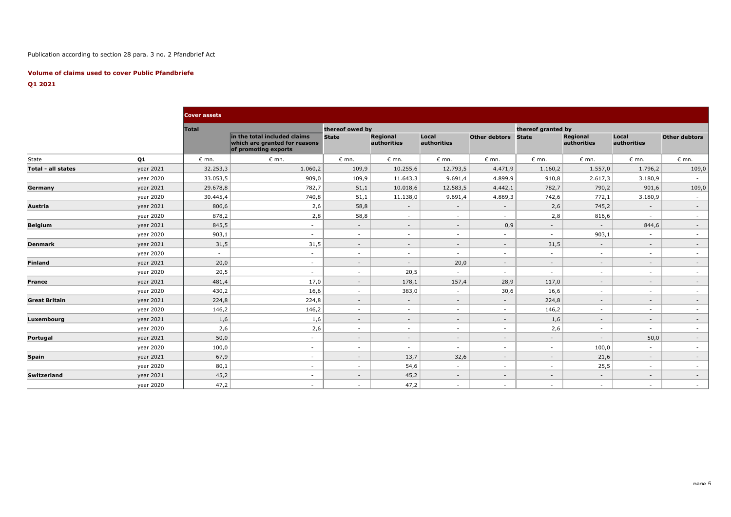Publication according to section 28 para. 3 no. 2 Pfandbrief Act

**Volume of claims used to cover Public Pfandbriefe**

**Q1 2021**

| | | Cover assets | | | | | | | | | |
|---|---|---|---|---|---|---|---|---|---|---|---|
| | | Total | | thereof owed by | | | | thereof granted by | | | |
| | | | in the total included claims which are granted for reasons of promoting exports | State | Regional authorities | Local authorities | Other debtors | State | Regional authorities | Local authorities | Other debtors |
| State | Q1 | € mn. | € mn. | € mn. | € mn. | € mn. | € mn. | € mn. | € mn. | € mn. | € mn. |
| **Total - all states** | year 2021 | 32.253,3 | 1.060,2 | 109,9 | 10.255,6 | 12.793,5 | 4.471,9 | 1.160,2 | 1.557,0 | 1.796,2 | 109,0 |
| | year 2020 | 33.053,5 | 909,0 | 109,9 | 11.643,3 | 9.691,4 | 4.899,9 | 910,8 | 2.617,3 | 3.180,9 | - |
| **Germany** | year 2021 | 29.678,8 | 782,7 | 51,1 | 10.018,6 | 12.583,5 | 4.442,1 | 782,7 | 790,2 | 901,6 | 109,0 |
| | year 2020 | 30.445,4 | 740,8 | 51,1 | 11.138,0 | 9.691,4 | 4.869,3 | 742,6 | 772,1 | 3.180,9 | - |
| **Austria** | year 2021 | 806,6 | 2,6 | 58,8 | - | - | - | 2,6 | 745,2 | - | - |
| | year 2020 | 878,2 | 2,8 | 58,8 | - | - | - | 2,8 | 816,6 | - | - |
| **Belgium** | year 2021 | 845,5 | - | - | - | - | 0,9 | - | - | 844,6 | - |
| | year 2020 | 903,1 | - | - | - | - | - | - | 903,1 | - | - |
| **Denmark** | year 2021 | 31,5 | 31,5 | - | - | - | - | 31,5 | - | - | - |
| | year 2020 | - | - | - | - | - | - | - | - | - | - |
| **Finland** | year 2021 | 20,0 | - | - | - | 20,0 | - | - | - | - | - |
| | year 2020 | 20,5 | - | - | 20,5 | - | - | - | - | - | - |
| **France** | year 2021 | 481,4 | 17,0 | - | 178,1 | 157,4 | 28,9 | 117,0 | - | - | - |
| | year 2020 | 430,2 | 16,6 | - | 383,0 | - | 30,6 | 16,6 | - | - | - |
| **Great Britain** | year 2021 | 224,8 | 224,8 | - | - | - | - | 224,8 | - | - | - |
| | year 2020 | 146,2 | 146,2 | - | - | - | - | 146,2 | - | - | - |
| **Luxembourg** | year 2021 | 1,6 | 1,6 | - | - | - | - | 1,6 | - | - | - |
| | year 2020 | 2,6 | 2,6 | - | - | - | - | 2,6 | - | - | - |
| **Portugal** | year 2021 | 50,0 | - | - | - | - | - | - | - | 50,0 | - |
| | year 2020 | 100,0 | - | - | - | - | - | - | 100,0 | - | - |
| **Spain** | year 2021 | 67,9 | - | - | 13,7 | 32,6 | - | - | 21,6 | - | - |
| | year 2020 | 80,1 | - | - | 54,6 | - | - | - | 25,5 | - | - |
| **Switzerland** | year 2021 | 45,2 | - | - | 45,2 | - | - | - | - | - | - |
| | year 2020 | 47,2 | - | - | 47,2 | - | - | - | - | - | - |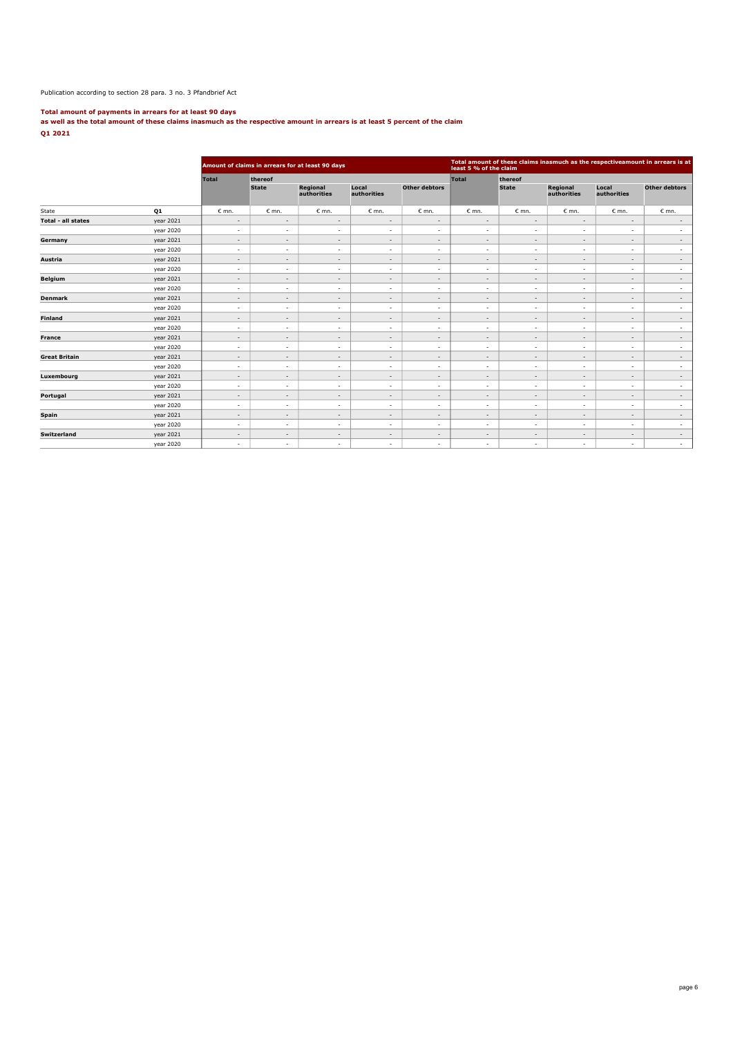Publication according to section 28 para. 3 no. 3 Pfandbrief Act

**Total amount of payments in arrears for at least 90 days**
**as well as the total amount of these claims inasmuch as the respective amount in arrears is at least 5 percent of the claim**
**Q1 2021**

| | | Amount of claims in arrears for at least 90 days | | | | | Total amount of these claims inasmuch as the respectiveamount in arrears is at least 5 % of the claim | | | | |
|---|---|---|---|---|---|---|---|---|---|---|---|
| | | Total | thereof | | | | Total | thereof | | | |
| | | | State | Regional authorities | Local authorities | Other debtors | | State | Regional authorities | Local authorities | Other debtors |
| State | Q1 | € mn. | € mn. | € mn. | € mn. | € mn. | € mn. | € mn. | € mn. | € mn. | € mn. |
| **Total - all states** | year 2021 | - | - | - | - | - | - | - | - | - | - |
| | year 2020 | - | - | - | - | - | - | - | - | - | - |
| **Germany** | year 2021 | - | - | - | - | - | - | - | - | - | - |
| | year 2020 | - | - | - | - | - | - | - | - | - | - |
| **Austria** | year 2021 | - | - | - | - | - | - | - | - | - | - |
| | year 2020 | - | - | - | - | - | - | - | - | - | - |
| **Belgium** | year 2021 | - | - | - | - | - | - | - | - | - | - |
| | year 2020 | - | - | - | - | - | - | - | - | - | - |
| **Denmark** | year 2021 | - | - | - | - | - | - | - | - | - | - |
| | year 2020 | - | - | - | - | - | - | - | - | - | - |
| **Finland** | year 2021 | - | - | - | - | - | - | - | - | - | - |
| | year 2020 | - | - | - | - | - | - | - | - | - | - |
| **France** | year 2021 | - | - | - | - | - | - | - | - | - | - |
| | year 2020 | - | - | - | - | - | - | - | - | - | - |
| **Great Britain** | year 2021 | - | - | - | - | - | - | - | - | - | - |
| | year 2020 | - | - | - | - | - | - | - | - | - | - |
| **Luxembourg** | year 2021 | - | - | - | - | - | - | - | - | - | - |
| | year 2020 | - | - | - | - | - | - | - | - | - | - |
| **Portugal** | year 2021 | - | - | - | - | - | - | - | - | - | - |
| | year 2020 | - | - | - | - | - | - | - | - | - | - |
| **Spain** | year 2021 | - | - | - | - | - | - | - | - | - | - |
| | year 2020 | - | - | - | - | - | - | - | - | - | - |
| **Switzerland** | year 2021 | - | - | - | - | - | - | - | - | - | - |
| | year 2020 | - | - | - | - | - | - | - | - | - | - |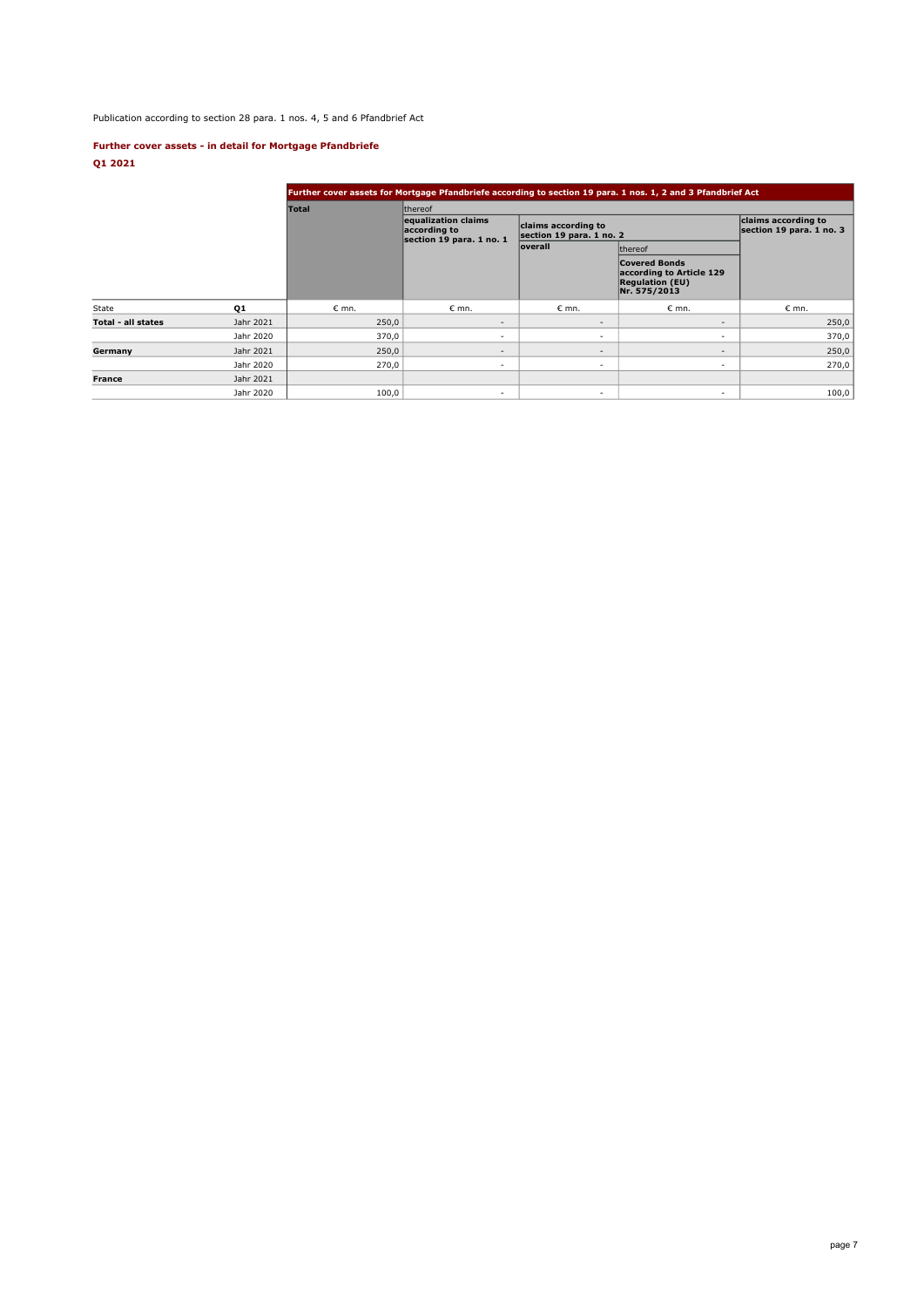Publication according to section 28 para. 1 nos. 4, 5 and 6 Pfandbrief Act

**Further cover assets - in detail for Mortgage Pfandbriefe**

**Q1 2021**

| | | Further cover assets for Mortgage Pfandbriefe according to section 19 para. 1 nos. 1, 2 and 3 Pfandbrief Act | | | | |
|---|---|---|---|---|---|---|
| | | Total | thereof | | | |
| | | | equalization claims according to section 19 para. 1 no. 1 | claims according to section 19 para. 1 no. 2 | | claims according to section 19 para. 1 no. 3 |
| | | | | overall | thereof | |
| | | | | | Covered Bonds according to Article 129 Regulation (EU) Nr. 575/2013 | |
| State | **Q1** | € mn. | € mn. | € mn. | € mn. | € mn. |
| **Total - all states** | Jahr 2021 | 250,0 | - | - | - | 250,0 |
| | Jahr 2020 | 370,0 | - | - | - | 370,0 |
| **Germany** | Jahr 2021 | 250,0 | - | - | - | 250,0 |
| | Jahr 2020 | 270,0 | - | - | - | 270,0 |
| **France** | Jahr 2021 | | | | | |
| | Jahr 2020 | 100,0 | - | - | - | 100,0 |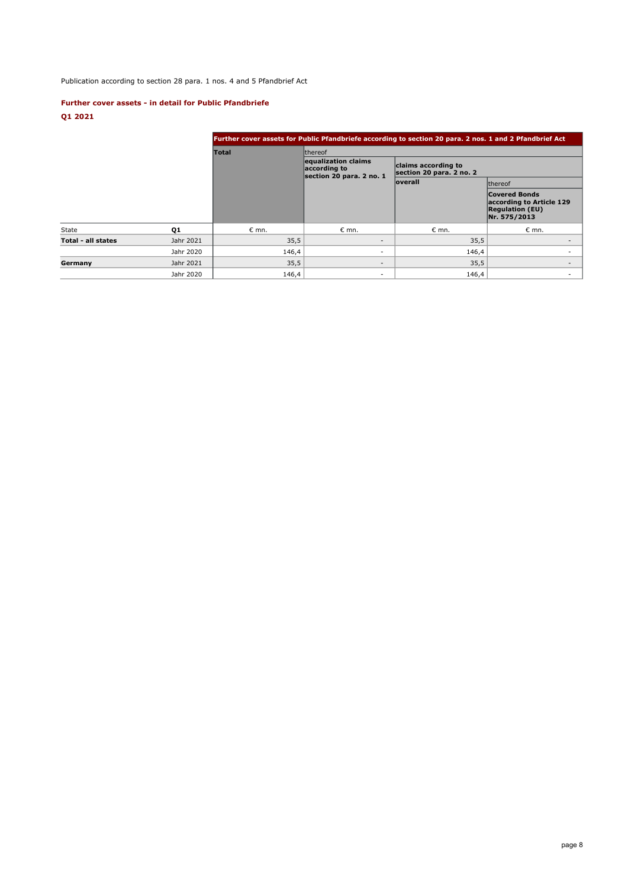Publication according to section 28 para. 1 nos. 4 and 5 Pfandbrief Act

### Further cover assets - in detail for Public Pfandbriefe

### Q1 2021

| | | Further cover assets for Public Pfandbriefe according to section 20 para. 2 nos. 1 and 2 Pfandbrief Act | | | |
|---|---|---|---|---|---|
| | | **Total** | thereof | | |
| | | | **equalization claims according to section 20 para. 2 no. 1** | **claims according to section 20 para. 2 no. 2** | |
| | | | | **overall** | thereof |
| | | | | | **Covered Bonds according to Article 129 Regulation (EU) Nr. 575/2013** |
| State | **Q1** | € mn. | € mn. | € mn. | € mn. |
| **Total - all states** | Jahr 2021 | 35,5 | - | 35,5 | - |
| | Jahr 2020 | 146,4 | - | 146,4 | - |
| **Germany** | Jahr 2021 | 35,5 | - | 35,5 | - |
| | Jahr 2020 | 146,4 | - | 146,4 | - |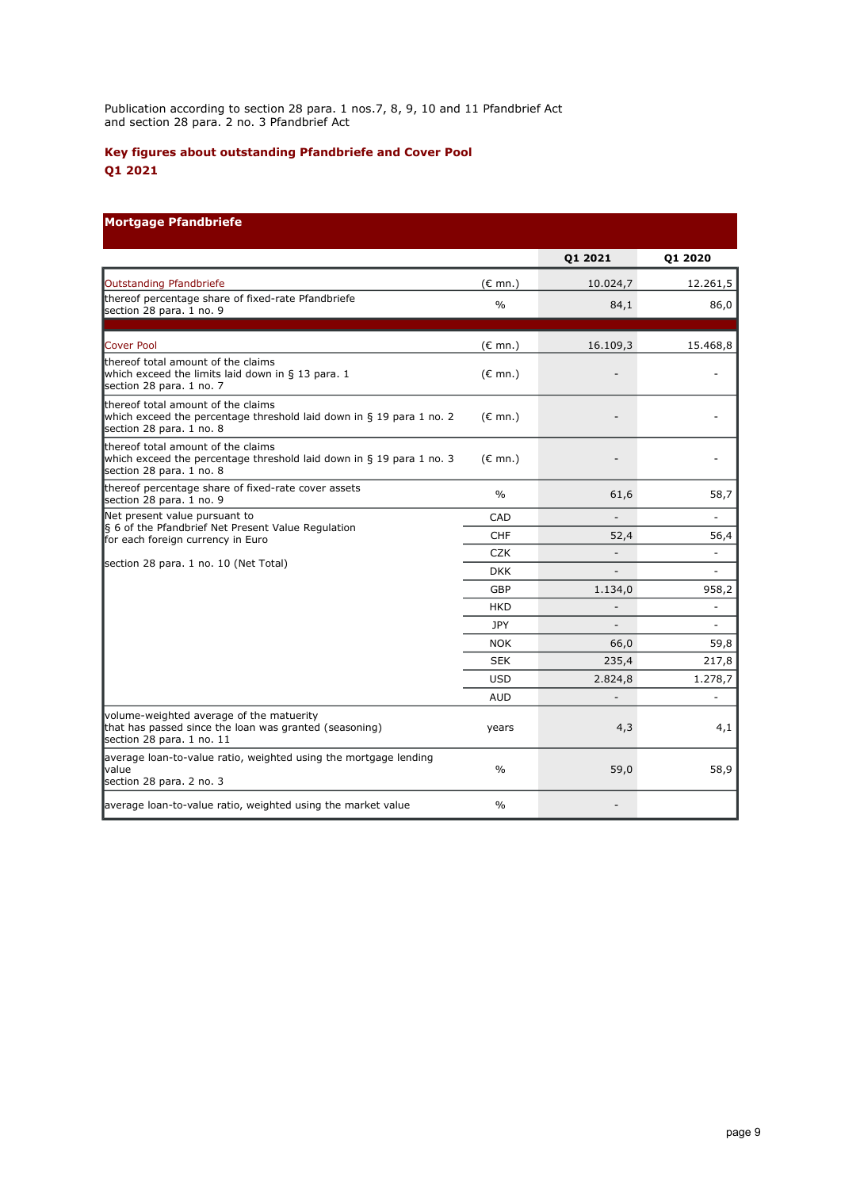Publication according to section 28 para. 1 nos.7, 8, 9, 10 and 11 Pfandbrief Act
and section 28 para. 2 no. 3 Pfandbrief Act

**Key figures about outstanding Pfandbriefe and Cover Pool**
**Q1 2021**

| Mortgage Pfandbriefe | | | |
|---|---|---|---|
| | | **Q1 2021** | **Q1 2020** |
| Outstanding Pfandbriefe | (€ mn.) | 10.024,7 | 12.261,5 |
| thereof percentage share of fixed-rate Pfandbriefe section 28 para. 1 no. 9 | % | 84,1 | 86,0 |
| Cover Pool | (€ mn.) | 16.109,3 | 15.468,8 |
| thereof total amount of the claims which exceed the limits laid down in § 13 para. 1 section 28 para. 1 no. 7 | (€ mn.) | - | - |
| thereof total amount of the claims which exceed the percentage threshold laid down in § 19 para 1 no. 2 section 28 para. 1 no. 8 | (€ mn.) | - | - |
| thereof total amount of the claims which exceed the percentage threshold laid down in § 19 para 1 no. 3 section 28 para. 1 no. 8 | (€ mn.) | - | - |
| thereof percentage share of fixed-rate cover assets section 28 para. 1 no. 9 | % | 61,6 | 58,7 |
| Net present value pursuant to § 6 of the Pfandbrief Net Present Value Regulation for each foreign currency in Euro section 28 para. 1 no. 10 (Net Total) | CAD | - | - |
| | CHF | 52,4 | 56,4 |
| | CZK | - | - |
| | DKK | - | - |
| | GBP | 1.134,0 | 958,2 |
| | HKD | - | - |
| | JPY | - | - |
| | NOK | 66,0 | 59,8 |
| | SEK | 235,4 | 217,8 |
| | USD | 2.824,8 | 1.278,7 |
| | AUD | - | - |
| volume-weighted average of the matueurity that has passed since the loan was granted (seasoning) section 28 para. 1 no. 11 | years | 4,3 | 4,1 |
| average loan-to-value ratio, weighted using the mortgage lending value section 28 para. 2 no. 3 | % | 59,0 | 58,9 |
| average loan-to-value ratio, weighted using the market value | % | - | |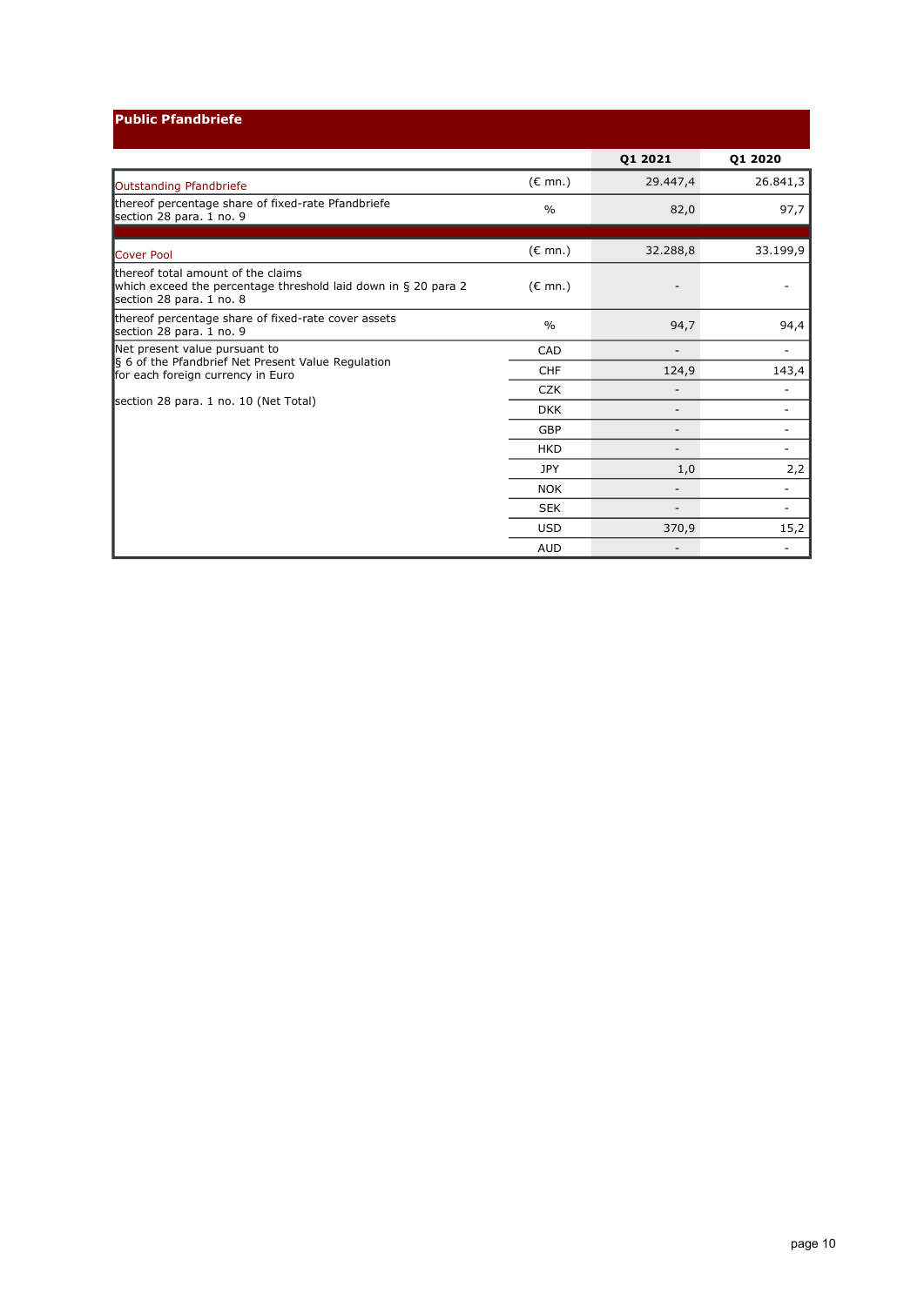## Public Pfandbriefe

| | | Q1 2021 | Q1 2020 |
|---|---|---|---|
| Outstanding Pfandbriefe | (€ mn.) | 29.447,4 | 26.841,3 |
| thereof percentage share of fixed-rate Pfandbriefe section 28 para. 1 no. 9 | % | 82,0 | 97,7 |
| Cover Pool | (€ mn.) | 32.288,8 | 33.199,9 |
| thereof total amount of the claims which exceed the percentage threshold laid down in § 20 para 2 section 28 para. 1 no. 8 | (€ mn.) | - | - |
| thereof percentage share of fixed-rate cover assets section 28 para. 1 no. 9 | % | 94,7 | 94,4 |
| Net present value pursuant to § 6 of the Pfandbrief Net Present Value Regulation for each foreign currency in Euro section 28 para. 1 no. 10 (Net Total) | CAD | - | - |
| | CHF | 124,9 | 143,4 |
| | CZK | - | - |
| | DKK | - | - |
| | GBP | - | - |
| | HKD | - | - |
| | JPY | 1,0 | 2,2 |
| | NOK | - | - |
| | SEK | - | - |
| | USD | 370,9 | 15,2 |
| | AUD | - | - |